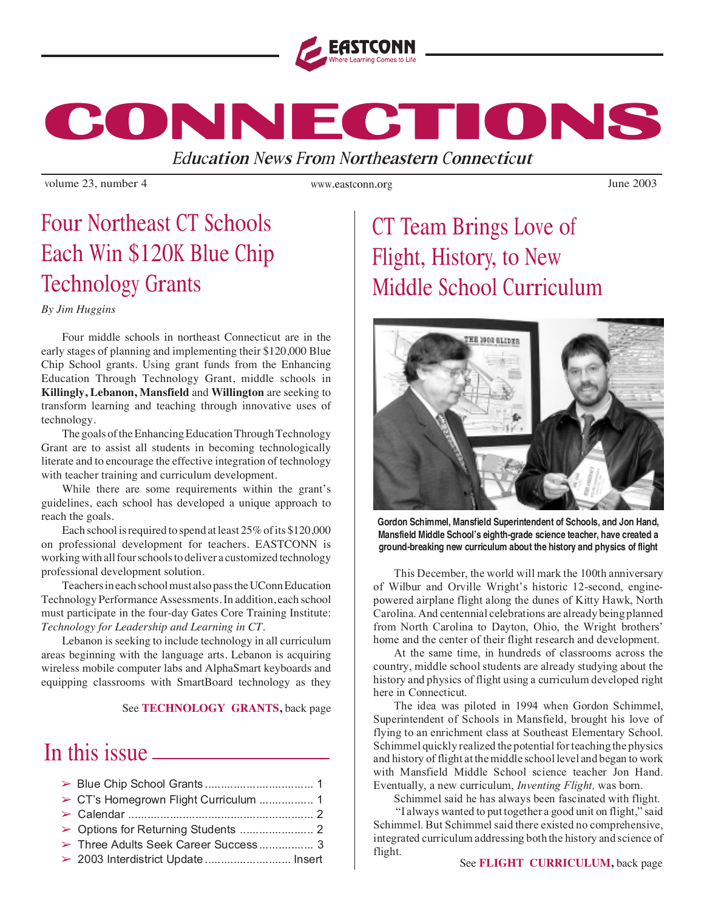EASTCONN
Where Learning Comes to Life

# CONNECTIONS

*Education News From Northeastern Connecticut*

volume 23, number 4 | www.eastconn.org | June 2003

## Four Northeast CT Schools Each Win $120K Blue Chip Technology Grants

*By Jim Huggins*

Four middle schools in northeast Connecticut are in the early stages of planning and implementing their $120,000 Blue Chip School grants. Using grant funds from the Enhancing Education Through Technology Grant, middle schools in **Killingly, Lebanon, Mansfield** and **Willington** are seeking to transform learning and teaching through innovative uses of technology.

The goals of the Enhancing Education Through Technology Grant are to assist all students in becoming technologically literate and to encourage the effective integration of technology with teacher training and curriculum development.

While there are some requirements within the grant's guidelines, each school has developed a unique approach to reach the goals.

Each school is required to spend at least 25% of its $120,000 on professional development for teachers. EASTCONN is working with all four schools to deliver a customized technology professional development solution.

Teachers in each school must also pass the UConn Education Technology Performance Assessments. In addition, each school must participate in the four-day Gates Core Training Institute: *Technology for Leadership and Learning in CT*.

Lebanon is seeking to include technology in all curriculum areas beginning with the language arts. Lebanon is acquiring wireless mobile computer labs and AlphaSmart keyboards and equipping classrooms with SmartBoard technology as they

See **TECHNOLOGY GRANTS,** back page

## In this issue

- Blue Chip School Grants .................................. 1
- CT's Homegrown Flight Curriculum ................. 1
- Calendar .......................................................... 2
- Options for Returning Students ....................... 2
- Three Adults Seek Career Success ................. 3
- 2003 Interdistrict Update ........................... Insert

## CT Team Brings Love of Flight, History, to New Middle School Curriculum

**Gordon Schimmel, Mansfield Superintendent of Schools, and Jon Hand, Mansfield Middle School's eighth-grade science teacher, have created a ground-breaking new curriculum about the history and physics of flight**

This December, the world will mark the 100th anniversary of Wilbur and Orville Wright's historic 12-second, engine-powered airplane flight along the dunes of Kitty Hawk, North Carolina. And centennial celebrations are already being planned from North Carolina to Dayton, Ohio, the Wright brothers' home and the center of their flight research and development.

At the same time, in hundreds of classrooms across the country, middle school students are already studying about the history and physics of flight using a curriculum developed right here in Connecticut.

The idea was piloted in 1994 when Gordon Schimmel, Superintendent of Schools in Mansfield, brought his love of flying to an enrichment class at Southeast Elementary School. Schimmel quickly realized the potential for teaching the physics and history of flight at the middle school level and began to work with Mansfield Middle School science teacher Jon Hand. Eventually, a new curriculum, *Inventing Flight,* was born.

Schimmel said he has always been fascinated with flight.

"I always wanted to put together a good unit on flight," said Schimmel. But Schimmel said there existed no comprehensive, integrated curriculum addressing both the history and science of flight.

See **FLIGHT CURRICULUM,** back page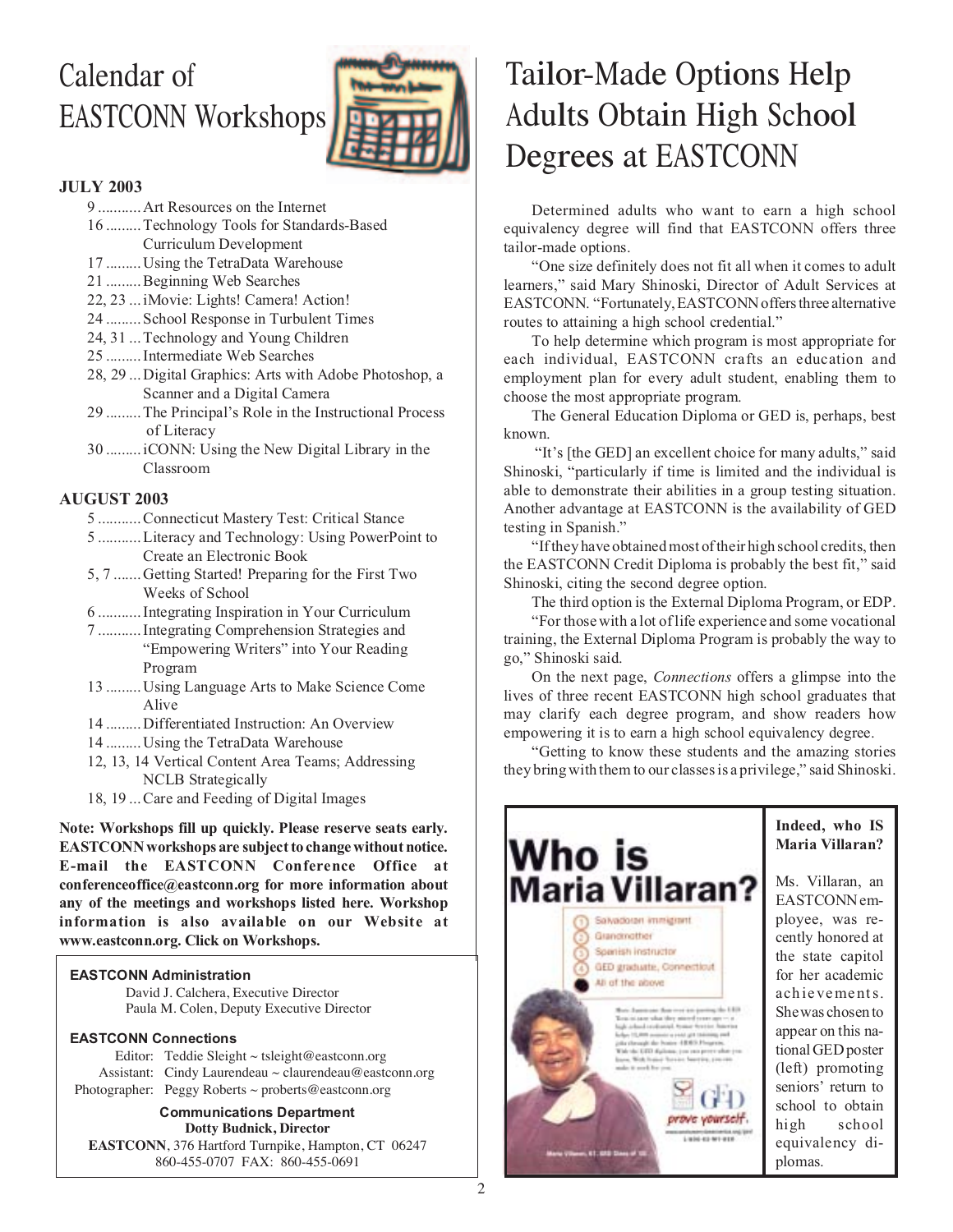# Calendar of EASTCONN Workshops

**JULY 2003**

- 9 ........... Art Resources on the Internet
- 16 ......... Technology Tools for Standards-Based Curriculum Development
- 17 ......... Using the TetraData Warehouse
- 21 ......... Beginning Web Searches
- 22, 23 ... iMovie: Lights! Camera! Action!
- 24 ......... School Response in Turbulent Times
- 24, 31 ... Technology and Young Children
- 25 ......... Intermediate Web Searches
- 28, 29 ... Digital Graphics: Arts with Adobe Photoshop, a Scanner and a Digital Camera
- 29 ......... The Principal's Role in the Instructional Process of Literacy
- 30 ......... iCONN: Using the New Digital Library in the Classroom

**AUGUST 2003**

- 5 ........... Connecticut Mastery Test: Critical Stance
- 5 ........... Literacy and Technology: Using PowerPoint to Create an Electronic Book
- 5, 7 ....... Getting Started! Preparing for the First Two Weeks of School
- 6 ........... Integrating Inspiration in Your Curriculum
- 7 ........... Integrating Comprehension Strategies and "Empowering Writers" into Your Reading Program
- 13 ......... Using Language Arts to Make Science Come Alive
- 14 ......... Differentiated Instruction: An Overview
- 14 ......... Using the TetraData Warehouse
- 12, 13, 14 Vertical Content Area Teams; Addressing NCLB Strategically
- 18, 19 ... Care and Feeding of Digital Images

**Note: Workshops fill up quickly. Please reserve seats early. EASTCONN workshops are subject to change without notice. E-mail the EASTCONN Conference Office at conferenceoffice@eastconn.org for more information about any of the meetings and workshops listed here. Workshop information is also available on our Website at www.eastconn.org. Click on Workshops.**

**EASTCONN Administration**

David J. Calchera, Executive Director
Paula M. Colen, Deputy Executive Director

**EASTCONN Connections**

Editor: Teddie Sleight ~ tsleight@eastconn.org
Assistant: Cindy Laurendeau ~ claurendeau@eastconn.org
Photographer: Peggy Roberts ~ proberts@eastconn.org

**Communications Department**
**Dotty Budnick, Director**
**EASTCONN**, 376 Hartford Turnpike, Hampton, CT 06247
860-455-0707 FAX: 860-455-0691

# Tailor-Made Options Help Adults Obtain High School Degrees at EASTCONN

Determined adults who want to earn a high school equivalency degree will find that EASTCONN offers three tailor-made options.

"One size definitely does not fit all when it comes to adult learners," said Mary Shinoski, Director of Adult Services at EASTCONN. "Fortunately, EASTCONN offers three alternative routes to attaining a high school credential."

To help determine which program is most appropriate for each individual, EASTCONN crafts an education and employment plan for every adult student, enabling them to choose the most appropriate program.

The General Education Diploma or GED is, perhaps, best known.

"It's [the GED] an excellent choice for many adults," said Shinoski, "particularly if time is limited and the individual is able to demonstrate their abilities in a group testing situation. Another advantage at EASTCONN is the availability of GED testing in Spanish."

"If they have obtained most of their high school credits, then the EASTCONN Credit Diploma is probably the best fit," said Shinoski, citing the second degree option.

The third option is the External Diploma Program, or EDP.

"For those with a lot of life experience and some vocational training, the External Diploma Program is probably the way to go," Shinoski said.

On the next page, *Connections* offers a glimpse into the lives of three recent EASTCONN high school graduates that may clarify each degree program, and show readers how empowering it is to earn a high school equivalency degree.

"Getting to know these students and the amazing stories they bring with them to our classes is a privilege," said Shinoski.

**Indeed, who IS Maria Villaran?**

Ms. Villaran, an EASTCONN employee, was recently honored at the state capitol for her academic achievements. She was chosen to appear on this national GED poster (left) promoting seniors' return to school to obtain high school equivalency diplomas.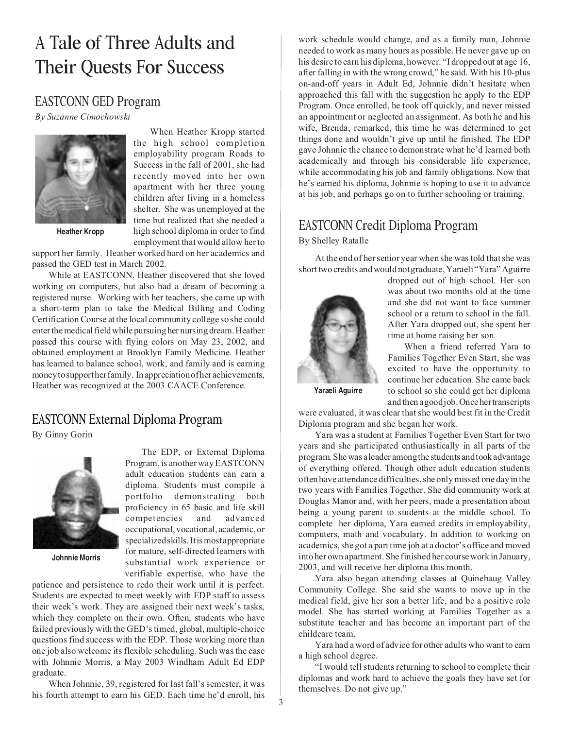# A Tale of Three Adults and Their Quests For Success

## EASTCONN GED Program

*By Suzanne Cimochowski*

Heather Kropp

When Heather Kropp started the high school completion employability program Roads to Success in the fall of 2001, she had recently moved into her own apartment with her three young children after living in a homeless shelter. She was unemployed at the time but realized that she needed a high school diploma in order to find employment that would allow her to support her family. Heather worked hard on her academics and passed the GED test in March 2002.

While at EASTCONN, Heather discovered that she loved working on computers, but also had a dream of becoming a registered nurse. Working with her teachers, she came up with a short-term plan to take the Medical Billing and Coding Certification Course at the local community college so she could enter the medical field while pursuing her nursing dream. Heather passed this course with flying colors on May 23, 2002, and obtained employment at Brooklyn Family Medicine. Heather has learned to balance school, work, and family and is earning money to support her family. In appreciation of her achievements, Heather was recognized at the 2003 CAACE Conference.

## EASTCONN External Diploma Program

By Ginny Gorin

Johnnie Morris

The EDP, or External Diploma Program, is another way EASTCONN adult education students can earn a diploma. Students must compile a portfolio demonstrating both proficiency in 65 basic and life skill competencies and advanced occupational, vocational, academic, or specialized skills. It is most appropriate for mature, self-directed learners with substantial work experience or verifiable expertise, who have the patience and persistence to redo their work until it is perfect. Students are expected to meet weekly with EDP staff to assess their week's work. They are assigned their next week's tasks, which they complete on their own. Often, students who have failed previously with the GED's timed, global, multiple-choice questions find success with the EDP. Those working more than one job also welcome its flexible scheduling. Such was the case with Johnnie Morris, a May 2003 Windham Adult Ed EDP graduate.

When Johnnie, 39, registered for last fall's semester, it was his fourth attempt to earn his GED. Each time he'd enroll, his work schedule would change, and as a family man, Johnnie needed to work as many hours as possible. He never gave up on his desire to earn his diploma, however. "I dropped out at age 16, after falling in with the wrong crowd," he said. With his 10-plus on-and-off years in Adult Ed, Johnnie didn't hesitate when approached this fall with the suggestion he apply to the EDP Program. Once enrolled, he took off quickly, and never missed an appointment or neglected an assignment. As both he and his wife, Brenda, remarked, this time he was determined to get things done and wouldn't give up until he finished. The EDP gave Johnnie the chance to demonstrate what he'd learned both academically and through his considerable life experience, while accommodating his job and family obligations. Now that he's earned his diploma, Johnnie is hoping to use it to advance at his job, and perhaps go on to further schooling or training.

## EASTCONN Credit Diploma Program

By Shelley Ratalle

At the end of her senior year when she was told that she was short two credits and would not graduate, Yaraeli "Yara" Aguirre dropped out of high school. Her son was about two months old at the time and she did not want to face summer school or a return to school in the fall. After Yara dropped out, she spent her time at home raising her son.

Yaraeli Aguirre

When a friend referred Yara to Families Together Even Start, she was excited to have the opportunity to continue her education. She came back to school so she could get her diploma and then a good job. Once her transcripts were evaluated, it was clear that she would best fit in the Credit Diploma program and she began her work.

Yara was a student at Families Together Even Start for two years and she participated enthusiastically in all parts of the program. She was a leader among the students and took advantage of everything offered. Though other adult education students often have attendance difficulties, she only missed one day in the two years with Families Together. She did community work at Douglas Manor and, with her peers, made a presentation about being a young parent to students at the middle school. To complete her diploma, Yara earned credits in employability, computers, math and vocabulary. In addition to working on academics, she got a part time job at a doctor's office and moved into her own apartment. She finished her course work in January, 2003, and will receive her diploma this month.

Yara also began attending classes at Quinebaug Valley Community College. She said she wants to move up in the medical field, give her son a better life, and be a positive role model. She has started working at Families Together as a substitute teacher and has become an important part of the childcare team.

Yara had a word of advice for other adults who want to earn a high school degree.

"I would tell students returning to school to complete their diplomas and work hard to achieve the goals they have set for themselves. Do not give up."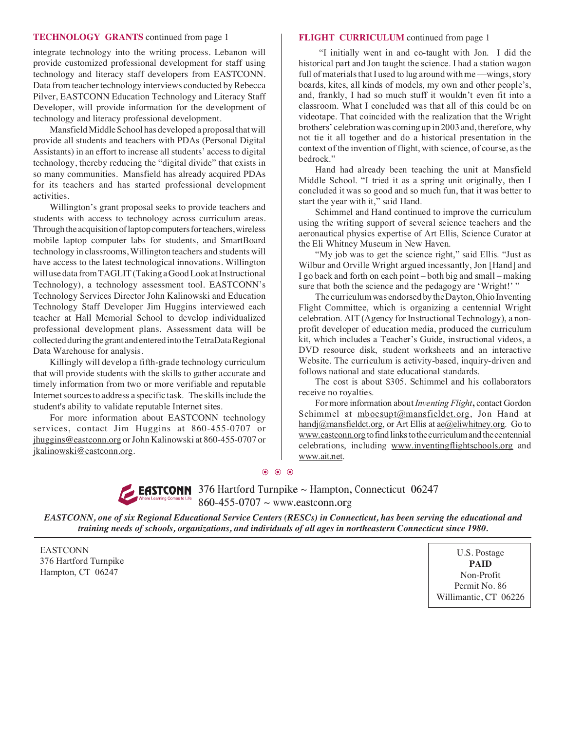**TECHNOLOGY GRANTS** continued from page 1

integrate technology into the writing process. Lebanon will provide customized professional development for staff using technology and literacy staff developers from EASTCONN. Data from teacher technology interviews conducted by Rebecca Pilver, EASTCONN Education Technology and Literacy Staff Developer, will provide information for the development of technology and literacy professional development.

Mansfield Middle School has developed a proposal that will provide all students and teachers with PDAs (Personal Digital Assistants) in an effort to increase all students' access to digital technology, thereby reducing the "digital divide" that exists in so many communities. Mansfield has already acquired PDAs for its teachers and has started professional development activities.

Willington's grant proposal seeks to provide teachers and students with access to technology across curriculum areas. Through the acquisition of laptop computers for teachers, wireless mobile laptop computer labs for students, and SmartBoard technology in classrooms, Willington teachers and students will have access to the latest technological innovations. Willington will use data from TAGLIT (Taking a Good Look at Instructional Technology), a technology assessment tool. EASTCONN's Technology Services Director John Kalinowski and Education Technology Staff Developer Jim Huggins interviewed each teacher at Hall Memorial School to develop individualized professional development plans. Assessment data will be collected during the grant and entered into the TetraData Regional Data Warehouse for analysis.

Killingly will develop a fifth-grade technology curriculum that will provide students with the skills to gather accurate and timely information from two or more verifiable and reputable Internet sources to address a specific task. The skills include the student's ability to validate reputable Internet sites.

For more information about EASTCONN technology services, contact Jim Huggins at 860-455-0707 or jhuggins@eastconn.org or John Kalinowski at 860-455-0707 or jkalinowski@eastconn.org.

**FLIGHT CURRICULUM** continued from page 1

"I initially went in and co-taught with Jon. I did the historical part and Jon taught the science. I had a station wagon full of materials that I used to lug around with me —wings, story boards, kites, all kinds of models, my own and other people's, and, frankly, I had so much stuff it wouldn't even fit into a classroom. What I concluded was that all of this could be on videotape. That coincided with the realization that the Wright brothers' celebration was coming up in 2003 and, therefore, why not tie it all together and do a historical presentation in the context of the invention of flight, with science, of course, as the bedrock."

Hand had already been teaching the unit at Mansfield Middle School. "I tried it as a spring unit originally, then I concluded it was so good and so much fun, that it was better to start the year with it," said Hand.

Schimmel and Hand continued to improve the curriculum using the writing support of several science teachers and the aeronautical physics expertise of Art Ellis, Science Curator at the Eli Whitney Museum in New Haven.

"My job was to get the science right," said Ellis. "Just as Wilbur and Orville Wright argued incessantly, Jon [Hand] and I go back and forth on each point – both big and small – making sure that both the science and the pedagogy are 'Wright!' "

The curriculum was endorsed by the Dayton, Ohio Inventing Flight Committee, which is organizing a centennial Wright celebration. AIT (Agency for Instructional Technology), a non-profit developer of education media, produced the curriculum kit, which includes a Teacher's Guide, instructional videos, a DVD resource disk, student worksheets and an interactive Website. The curriculum is activity-based, inquiry-driven and follows national and state educational standards.

The cost is about $305. Schimmel and his collaborators receive no royalties.

For more information about *Inventing Flight*, contact Gordon Schimmel at mboesupt@mansfieldct.org, Jon Hand at handj@mansfieldct.org, or Art Ellis at ae@eliwhitney.org. Go to www.eastconn.org to find links to the curriculum and the centennial celebrations, including www.inventingflightschools.org and www.ait.net.

**EASTCONN** Where Learning Comes to Life

376 Hartford Turnpike ~ Hampton, Connecticut 06247
860-455-0707 ~ www.eastconn.org

***EASTCONN, one of six Regional Educational Service Centers (RESCs) in Connecticut, has been serving the educational and training needs of schools, organizations, and individuals of all ages in northeastern Connecticut since 1980.***

EASTCONN
376 Hartford Turnpike
Hampton, CT 06247

U.S. Postage
**PAID**
Non-Profit
Permit No. 86
Willimantic, CT 06226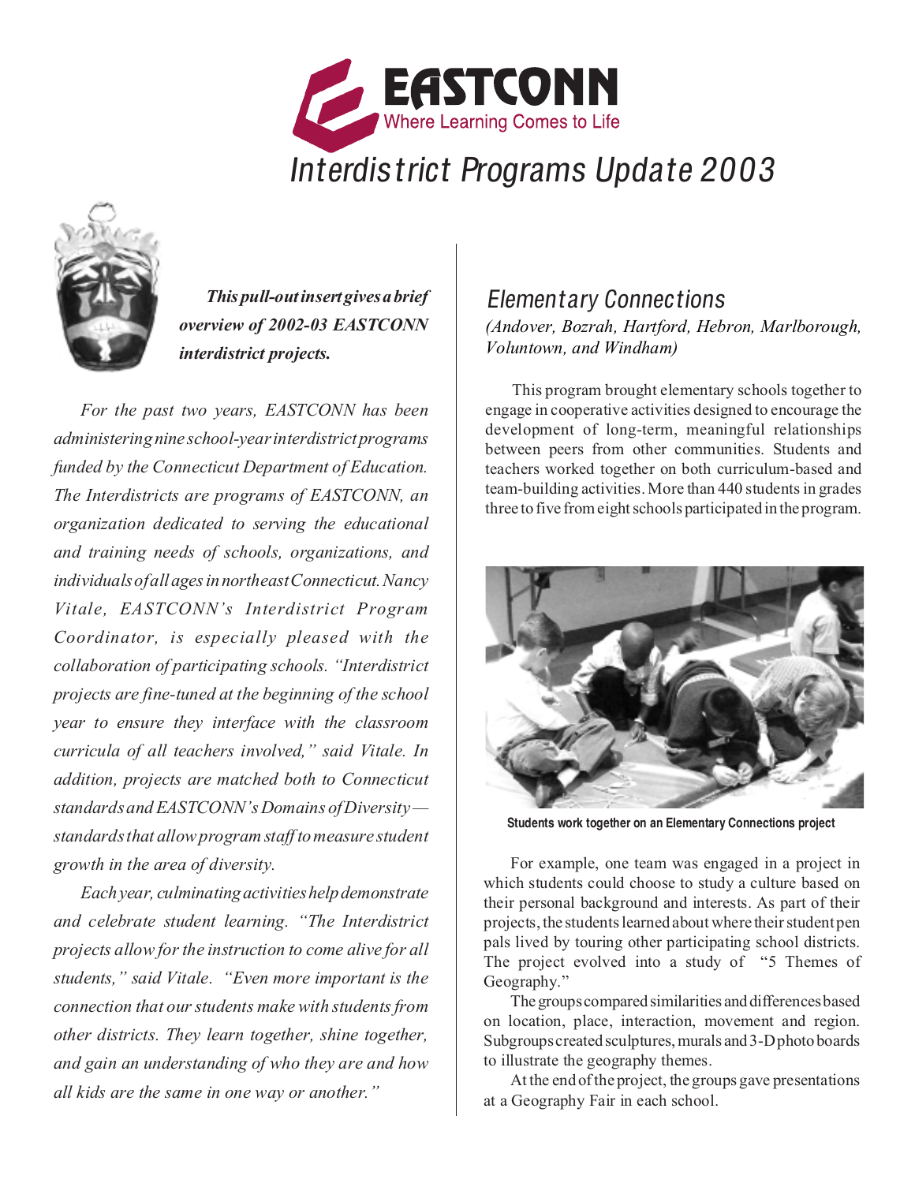EASTCONN
Where Learning Comes to Life

# Interdistrict Programs Update 2003

***This pull-out insert gives a brief overview of 2002-03 EASTCONN interdistrict projects.***

*For the past two years, EASTCONN has been administering nine school-year interdistrict programs funded by the Connecticut Department of Education. The Interdistricts are programs of EASTCONN, an organization dedicated to serving the educational and training needs of schools, organizations, and individuals of all ages in northeast Connecticut. Nancy Vitale, EASTCONN's Interdistrict Program Coordinator, is especially pleased with the collaboration of participating schools. "Interdistrict projects are fine-tuned at the beginning of the school year to ensure they interface with the classroom curricula of all teachers involved," said Vitale. In addition, projects are matched both to Connecticut standards and EASTCONN's Domains of Diversity—standards that allow program staff to measure student growth in the area of diversity.*

*Each year, culminating activities help demonstrate and celebrate student learning. "The Interdistrict projects allow for the instruction to come alive for all students," said Vitale. "Even more important is the connection that our students make with students from other districts. They learn together, shine together, and gain an understanding of who they are and how all kids are the same in one way or another."*

## Elementary Connections

*(Andover, Bozrah, Hartford, Hebron, Marlborough, Voluntown, and Windham)*

This program brought elementary schools together to engage in cooperative activities designed to encourage the development of long-term, meaningful relationships between peers from other communities. Students and teachers worked together on both curriculum-based and team-building activities. More than 440 students in grades three to five from eight schools participated in the program.

**Students work together on an Elementary Connections project**

For example, one team was engaged in a project in which students could choose to study a culture based on their personal background and interests. As part of their projects, the students learned about where their student pen pals lived by touring other participating school districts. The project evolved into a study of "5 Themes of Geography."

The groups compared similarities and differences based on location, place, interaction, movement and region. Subgroups created sculptures, murals and 3-D photo boards to illustrate the geography themes.

At the end of the project, the groups gave presentations at a Geography Fair in each school.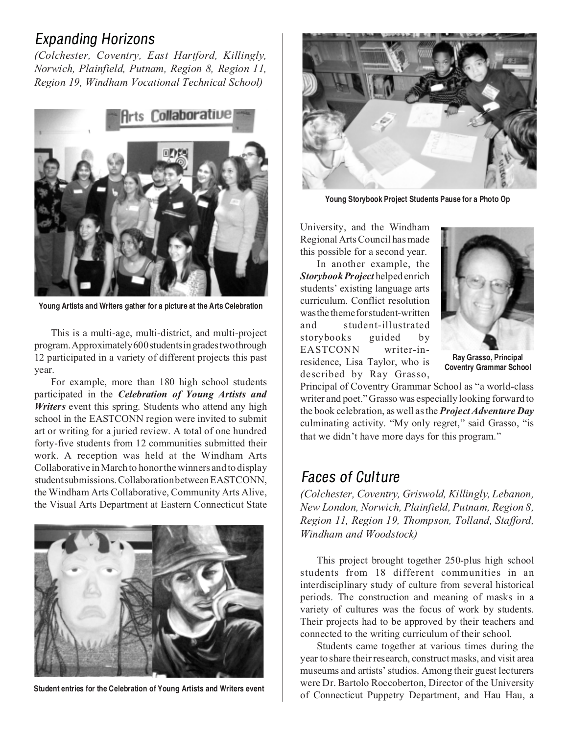## *Expanding Horizons*

*(Colchester, Coventry, East Hartford, Killingly, Norwich, Plainfield, Putnam, Region 8, Region 11, Region 19, Windham Vocational Technical School)*

**Young Artists and Writers gather for a picture at the Arts Celebration**

This is a multi-age, multi-district, and multi-project program. Approximately 600 students in grades two through 12 participated in a variety of different projects this past year.

For example, more than 180 high school students participated in the ***Celebration of Young Artists and Writers*** event this spring. Students who attend any high school in the EASTCONN region were invited to submit art or writing for a juried review. A total of one hundred forty-five students from 12 communities submitted their work. A reception was held at the Windham Arts Collaborative in March to honor the winners and to display student submissions. Collaboration between EASTCONN, the Windham Arts Collaborative, Community Arts Alive, the Visual Arts Department at Eastern Connecticut State University, and the Windham Regional Arts Council has made this possible for a second year.

**Student entries for the Celebration of Young Artists and Writers event**

**Young Storybook Project Students Pause for a Photo Op**

In another example, the ***Storybook Project*** helped enrich students' existing language arts curriculum. Conflict resolution was the theme for student-written and student-illustrated storybooks guided by EASTCONN writer-in-residence, Lisa Taylor, who is described by Ray Grasso, Principal of Coventry Grammar School as "a world-class writer and poet." Grasso was especially looking forward to the book celebration, as well as the ***Project Adventure Day*** culminating activity. "My only regret," said Grasso, "is that we didn't have more days for this program."

**Ray Grasso, Principal Coventry Grammar School**

## *Faces of Culture*

*(Colchester, Coventry, Griswold, Killingly, Lebanon, New London, Norwich, Plainfield, Putnam, Region 8, Region 11, Region 19, Thompson, Tolland, Stafford, Windham and Woodstock)*

This project brought together 250-plus high school students from 18 different communities in an interdisciplinary study of culture from several historical periods. The construction and meaning of masks in a variety of cultures was the focus of work by students. Their projects had to be approved by their teachers and connected to the writing curriculum of their school.

Students came together at various times during the year to share their research, construct masks, and visit area museums and artists' studios. Among their guest lecturers were Dr. Bartolo Roccoberton, Director of the University of Connecticut Puppetry Department, and Hau Hau, a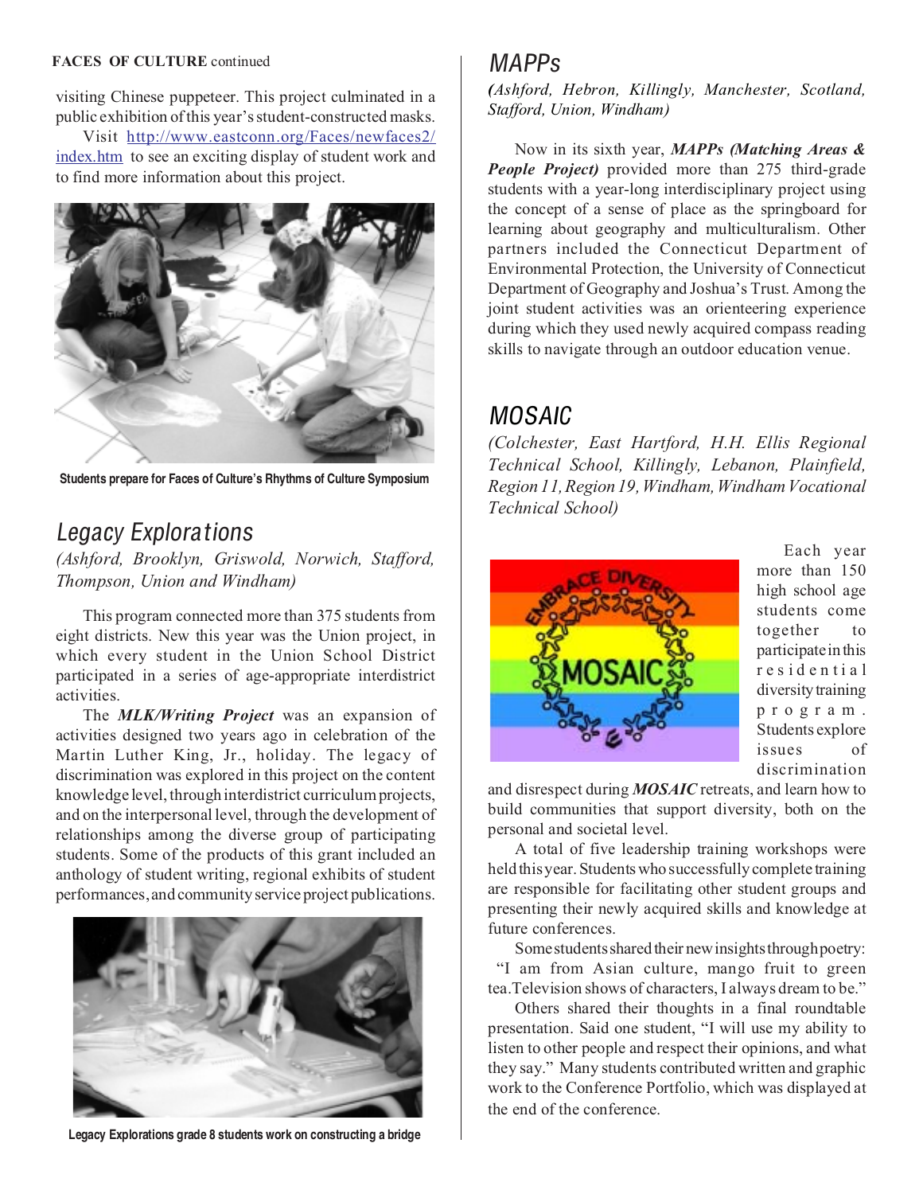**FACES OF CULTURE** continued

visiting Chinese puppeteer. This project culminated in a public exhibition of this year's student-constructed masks.

Visit http://www.eastconn.org/Faces/newfaces2/index.htm to see an exciting display of student work and to find more information about this project.

Students prepare for Faces of Culture's Rhythms of Culture Symposium

## Legacy Explorations

*(Ashford, Brooklyn, Griswold, Norwich, Stafford, Thompson, Union and Windham)*

This program connected more than 375 students from eight districts. New this year was the Union project, in which every student in the Union School District participated in a series of age-appropriate interdistrict activities.

The ***MLK/Writing Project*** was an expansion of activities designed two years ago in celebration of the Martin Luther King, Jr., holiday. The legacy of discrimination was explored in this project on the content knowledge level, through interdistrict curriculum projects, and on the interpersonal level, through the development of relationships among the diverse group of participating students. Some of the products of this grant included an anthology of student writing, regional exhibits of student performances, and community service project publications.

Legacy Explorations grade 8 students work on constructing a bridge

## MAPPs

*(Ashford, Hebron, Killingly, Manchester, Scotland, Stafford, Union, Windham)*

Now in its sixth year, ***MAPPs (Matching Areas & People Project)*** provided more than 275 third-grade students with a year-long interdisciplinary project using the concept of a sense of place as the springboard for learning about geography and multiculturalism. Other partners included the Connecticut Department of Environmental Protection, the University of Connecticut Department of Geography and Joshua's Trust. Among the joint student activities was an orienteering experience during which they used newly acquired compass reading skills to navigate through an outdoor education venue.

## MOSAIC

*(Colchester, East Hartford, H.H. Ellis Regional Technical School, Killingly, Lebanon, Plainfield, Region 11, Region 19, Windham, Windham Vocational Technical School)*

Each year more than 150 high school age students come together to participate in this residential diversity training program. Students explore issues of discrimination and disrespect during ***MOSAIC*** retreats, and learn how to build communities that support diversity, both on the personal and societal level.

A total of five leadership training workshops were held this year. Students who successfully complete training are responsible for facilitating other student groups and presenting their newly acquired skills and knowledge at future conferences.

Some students shared their new insights through poetry: "I am from Asian culture, mango fruit to green tea. Television shows of characters, I always dream to be."

Others shared their thoughts in a final roundtable presentation. Said one student, "I will use my ability to listen to other people and respect their opinions, and what they say." Many students contributed written and graphic work to the Conference Portfolio, which was displayed at the end of the conference.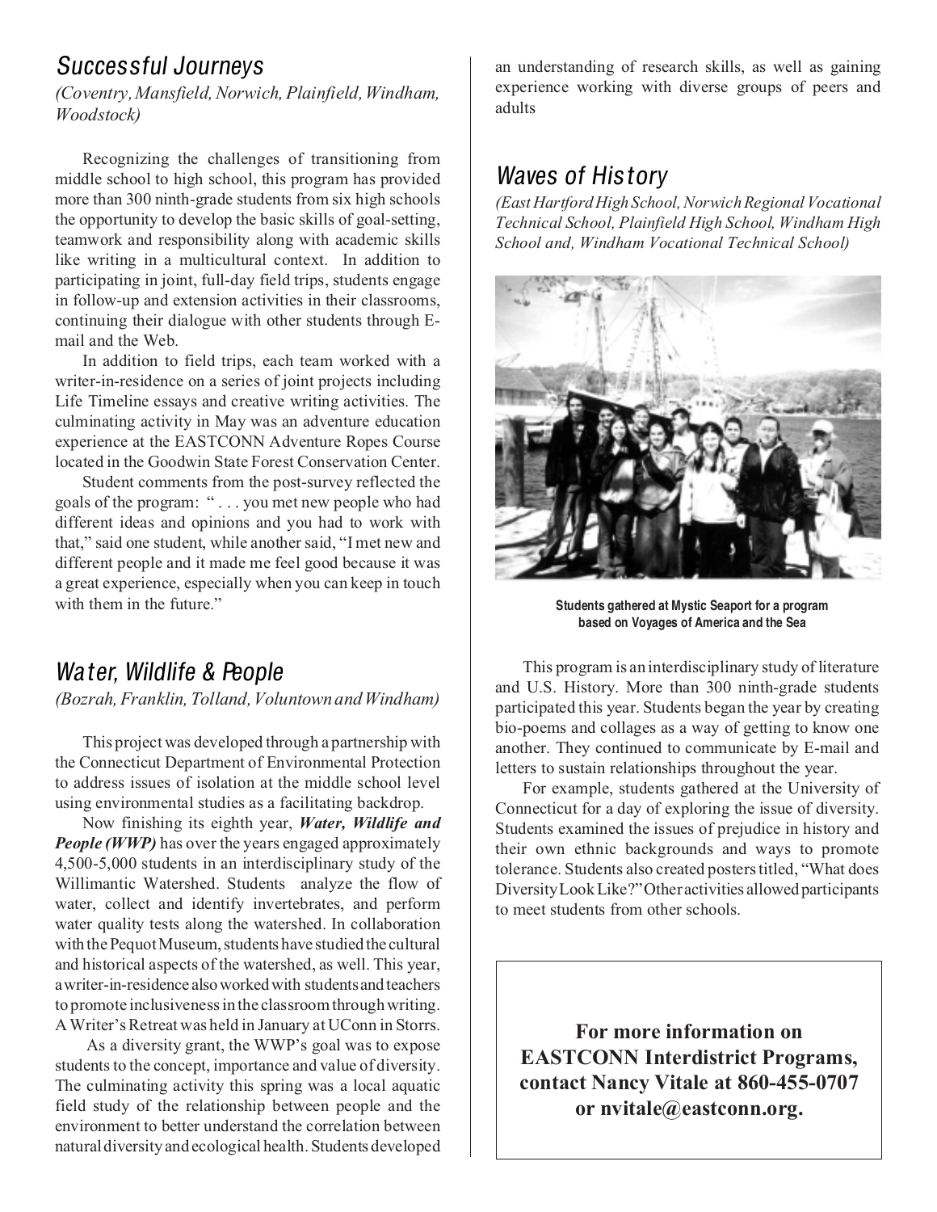## Successful Journeys

*(Coventry, Mansfield, Norwich, Plainfield, Windham, Woodstock)*

Recognizing the challenges of transitioning from middle school to high school, this program has provided more than 300 ninth-grade students from six high schools the opportunity to develop the basic skills of goal-setting, teamwork and responsibility along with academic skills like writing in a multicultural context. In addition to participating in joint, full-day field trips, students engage in follow-up and extension activities in their classrooms, continuing their dialogue with other students through E-mail and the Web.

In addition to field trips, each team worked with a writer-in-residence on a series of joint projects including Life Timeline essays and creative writing activities. The culminating activity in May was an adventure education experience at the EASTCONN Adventure Ropes Course located in the Goodwin State Forest Conservation Center.

Student comments from the post-survey reflected the goals of the program: " . . . you met new people who had different ideas and opinions and you had to work with that," said one student, while another said, "I met new and different people and it made me feel good because it was a great experience, especially when you can keep in touch with them in the future."

## Water, Wildlife & People

*(Bozrah, Franklin, Tolland, Voluntown and Windham)*

This project was developed through a partnership with the Connecticut Department of Environmental Protection to address issues of isolation at the middle school level using environmental studies as a facilitating backdrop.

Now finishing its eighth year, ***Water, Wildlife and People (WWP)*** has over the years engaged approximately 4,500-5,000 students in an interdisciplinary study of the Willimantic Watershed. Students analyze the flow of water, collect and identify invertebrates, and perform water quality tests along the watershed. In collaboration with the Pequot Museum, students have studied the cultural and historical aspects of the watershed, as well. This year, a writer-in-residence also worked with students and teachers to promote inclusiveness in the classroom through writing. A Writer's Retreat was held in January at UConn in Storrs.

As a diversity grant, the WWP's goal was to expose students to the concept, importance and value of diversity. The culminating activity this spring was a local aquatic field study of the relationship between people and the environment to better understand the correlation between natural diversity and ecological health. Students developed an understanding of research skills, as well as gaining experience working with diverse groups of peers and adults

## Waves of History

*(East Hartford High School, Norwich Regional Vocational Technical School, Plainfield High School, Windham High School and, Windham Vocational Technical School)*

**Students gathered at Mystic Seaport for a program based on Voyages of America and the Sea**

This program is an interdisciplinary study of literature and U.S. History. More than 300 ninth-grade students participated this year. Students began the year by creating bio-poems and collages as a way of getting to know one another. They continued to communicate by E-mail and letters to sustain relationships throughout the year.

For example, students gathered at the University of Connecticut for a day of exploring the issue of diversity. Students examined the issues of prejudice in history and their own ethnic backgrounds and ways to promote tolerance. Students also created posters titled, "What does Diversity Look Like?" Other activities allowed participants to meet students from other schools.

**For more information on EASTCONN Interdistrict Programs, contact Nancy Vitale at 860-455-0707 or nvitale@eastconn.org.**